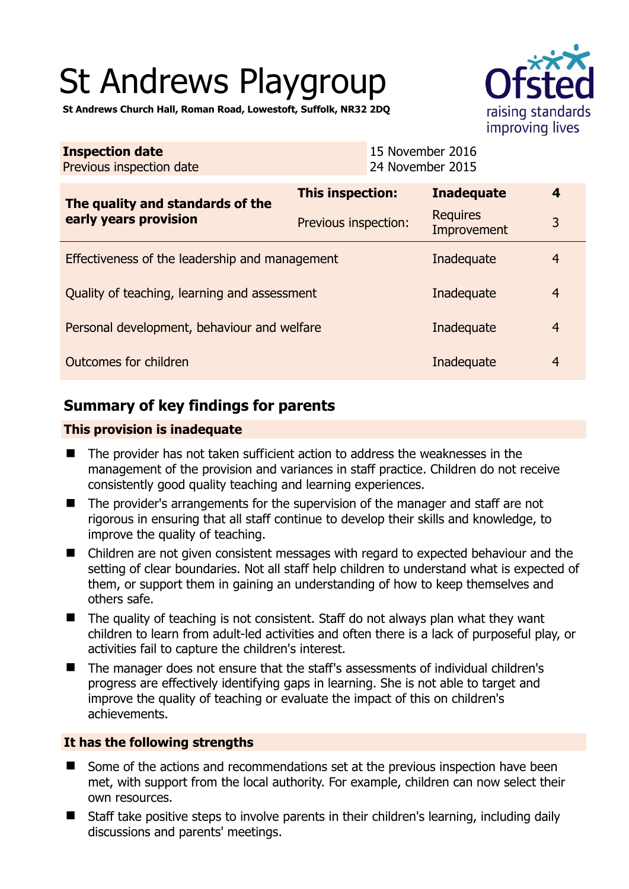# St Andrews Playgroup

**St Andrews Church Hall, Roman Road, Lowestoft, Suffolk, NR32 2DQ**

| **Inspection date** | 15 November 2016 |
|---|---|
| Previous inspection date | 24 November 2015 |

| **The quality and standards of the early years provision** | **This inspection:** | **Inadequate** | **4** |
|---|---|---|---|
| | Previous inspection: | Requires Improvement | 3 |
| Effectiveness of the leadership and management | | Inadequate | 4 |
| Quality of teaching, learning and assessment | | Inadequate | 4 |
| Personal development, behaviour and welfare | | Inadequate | 4 |
| Outcomes for children | | Inadequate | 4 |

## Summary of key findings for parents

### This provision is inadequate

- The provider has not taken sufficient action to address the weaknesses in the management of the provision and variances in staff practice. Children do not receive consistently good quality teaching and learning experiences.
- The provider's arrangements for the supervision of the manager and staff are not rigorous in ensuring that all staff continue to develop their skills and knowledge, to improve the quality of teaching.
- Children are not given consistent messages with regard to expected behaviour and the setting of clear boundaries. Not all staff help children to understand what is expected of them, or support them in gaining an understanding of how to keep themselves and others safe.
- The quality of teaching is not consistent. Staff do not always plan what they want children to learn from adult-led activities and often there is a lack of purposeful play, or activities fail to capture the children's interest.
- The manager does not ensure that the staff's assessments of individual children's progress are effectively identifying gaps in learning. She is not able to target and improve the quality of teaching or evaluate the impact of this on children's achievements.

### It has the following strengths

- Some of the actions and recommendations set at the previous inspection have been met, with support from the local authority. For example, children can now select their own resources.
- Staff take positive steps to involve parents in their children's learning, including daily discussions and parents' meetings.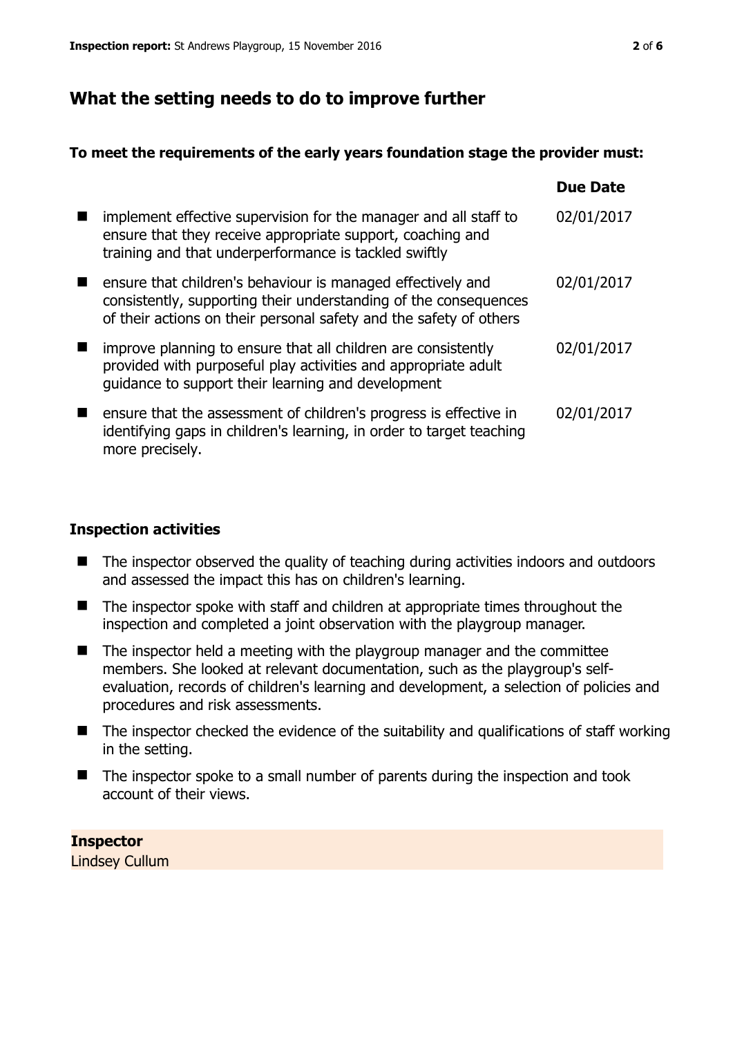## What the setting needs to do to improve further

**To meet the requirements of the early years foundation stage the provider must:**

| | Due Date |
|---|---|
| implement effective supervision for the manager and all staff to ensure that they receive appropriate support, coaching and training and that underperformance is tackled swiftly | 02/01/2017 |
| ensure that children's behaviour is managed effectively and consistently, supporting their understanding of the consequences of their actions on their personal safety and the safety of others | 02/01/2017 |
| improve planning to ensure that all children are consistently provided with purposeful play activities and appropriate adult guidance to support their learning and development | 02/01/2017 |
| ensure that the assessment of children's progress is effective in identifying gaps in children's learning, in order to target teaching more precisely. | 02/01/2017 |

### Inspection activities

- The inspector observed the quality of teaching during activities indoors and outdoors and assessed the impact this has on children's learning.
- The inspector spoke with staff and children at appropriate times throughout the inspection and completed a joint observation with the playgroup manager.
- The inspector held a meeting with the playgroup manager and the committee members. She looked at relevant documentation, such as the playgroup's self-evaluation, records of children's learning and development, a selection of policies and procedures and risk assessments.
- The inspector checked the evidence of the suitability and qualifications of staff working in the setting.
- The inspector spoke to a small number of parents during the inspection and took account of their views.

**Inspector**

Lindsey Cullum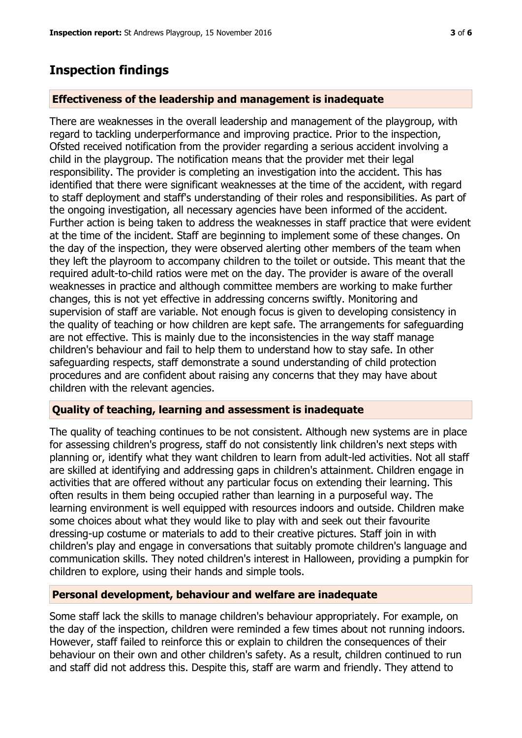## Inspection findings

### Effectiveness of the leadership and management is inadequate

There are weaknesses in the overall leadership and management of the playgroup, with regard to tackling underperformance and improving practice. Prior to the inspection, Ofsted received notification from the provider regarding a serious accident involving a child in the playgroup. The notification means that the provider met their legal responsibility. The provider is completing an investigation into the accident. This has identified that there were significant weaknesses at the time of the accident, with regard to staff deployment and staff's understanding of their roles and responsibilities. As part of the ongoing investigation, all necessary agencies have been informed of the accident. Further action is being taken to address the weaknesses in staff practice that were evident at the time of the incident. Staff are beginning to implement some of these changes. On the day of the inspection, they were observed alerting other members of the team when they left the playroom to accompany children to the toilet or outside. This meant that the required adult-to-child ratios were met on the day. The provider is aware of the overall weaknesses in practice and although committee members are working to make further changes, this is not yet effective in addressing concerns swiftly. Monitoring and supervision of staff are variable. Not enough focus is given to developing consistency in the quality of teaching or how children are kept safe. The arrangements for safeguarding are not effective. This is mainly due to the inconsistencies in the way staff manage children's behaviour and fail to help them to understand how to stay safe. In other safeguarding respects, staff demonstrate a sound understanding of child protection procedures and are confident about raising any concerns that they may have about children with the relevant agencies.

### Quality of teaching, learning and assessment is inadequate

The quality of teaching continues to be not consistent. Although new systems are in place for assessing children's progress, staff do not consistently link children's next steps with planning or, identify what they want children to learn from adult-led activities. Not all staff are skilled at identifying and addressing gaps in children's attainment. Children engage in activities that are offered without any particular focus on extending their learning. This often results in them being occupied rather than learning in a purposeful way. The learning environment is well equipped with resources indoors and outside. Children make some choices about what they would like to play with and seek out their favourite dressing-up costume or materials to add to their creative pictures. Staff join in with children's play and engage in conversations that suitably promote children's language and communication skills. They noted children's interest in Halloween, providing a pumpkin for children to explore, using their hands and simple tools.

### Personal development, behaviour and welfare are inadequate

Some staff lack the skills to manage children's behaviour appropriately. For example, on the day of the inspection, children were reminded a few times about not running indoors. However, staff failed to reinforce this or explain to children the consequences of their behaviour on their own and other children's safety. As a result, children continued to run and staff did not address this. Despite this, staff are warm and friendly. They attend to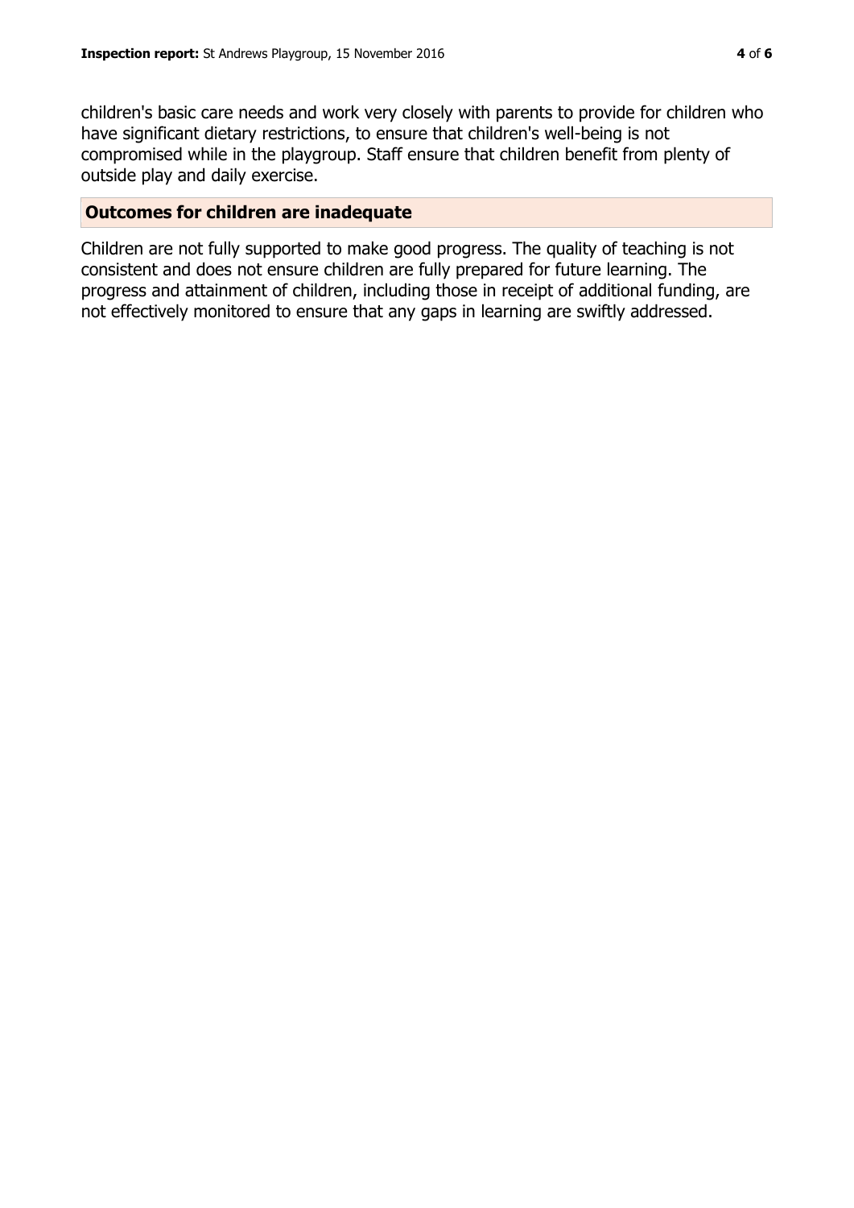children's basic care needs and work very closely with parents to provide for children who have significant dietary restrictions, to ensure that children's well-being is not compromised while in the playgroup. Staff ensure that children benefit from plenty of outside play and daily exercise.

## Outcomes for children are inadequate

Children are not fully supported to make good progress. The quality of teaching is not consistent and does not ensure children are fully prepared for future learning. The progress and attainment of children, including those in receipt of additional funding, are not effectively monitored to ensure that any gaps in learning are swiftly addressed.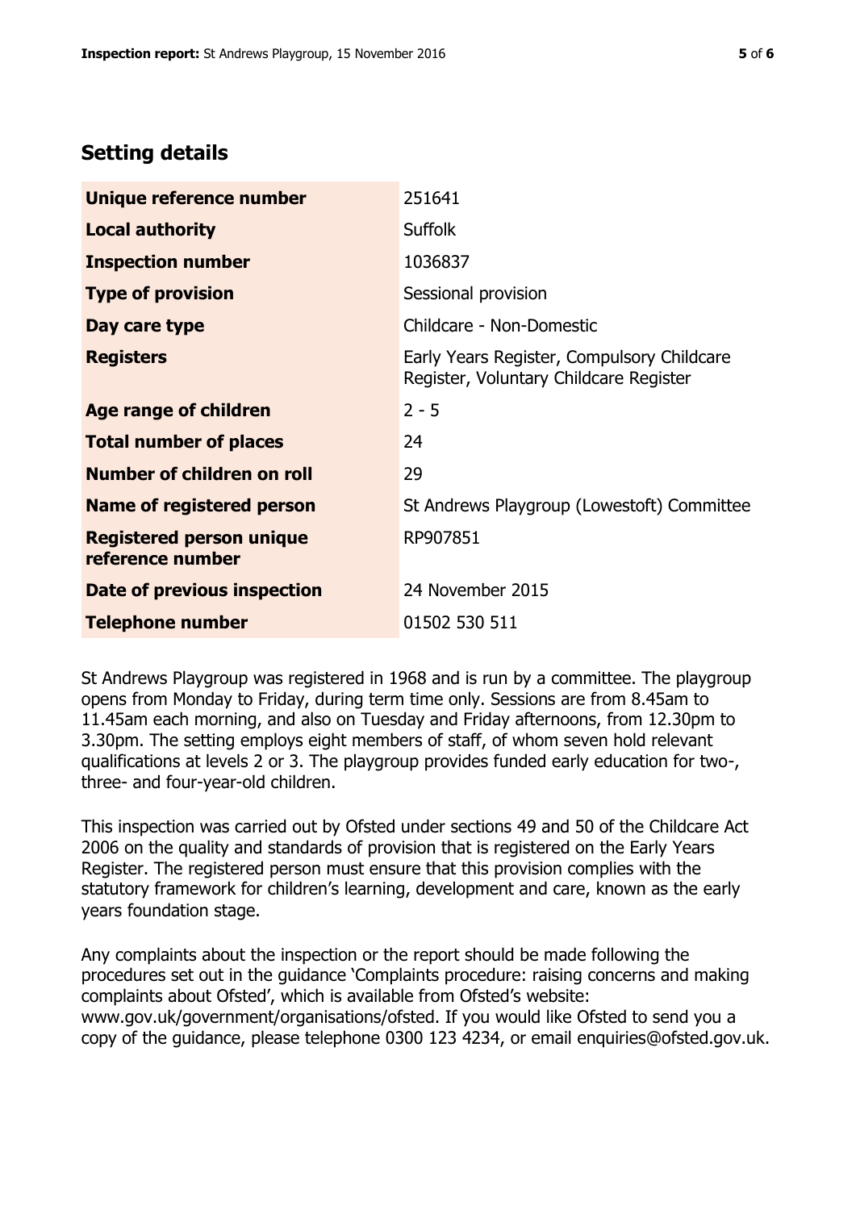## Setting details

| | |
|---|---|
| **Unique reference number** | 251641 |
| **Local authority** | Suffolk |
| **Inspection number** | 1036837 |
| **Type of provision** | Sessional provision |
| **Day care type** | Childcare - Non-Domestic |
| **Registers** | Early Years Register, Compulsory Childcare Register, Voluntary Childcare Register |
| **Age range of children** | 2 - 5 |
| **Total number of places** | 24 |
| **Number of children on roll** | 29 |
| **Name of registered person** | St Andrews Playgroup (Lowestoft) Committee |
| **Registered person unique reference number** | RP907851 |
| **Date of previous inspection** | 24 November 2015 |
| **Telephone number** | 01502 530 511 |

St Andrews Playgroup was registered in 1968 and is run by a committee. The playgroup opens from Monday to Friday, during term time only. Sessions are from 8.45am to 11.45am each morning, and also on Tuesday and Friday afternoons, from 12.30pm to 3.30pm. The setting employs eight members of staff, of whom seven hold relevant qualifications at levels 2 or 3. The playgroup provides funded early education for two-, three- and four-year-old children.

This inspection was carried out by Ofsted under sections 49 and 50 of the Childcare Act 2006 on the quality and standards of provision that is registered on the Early Years Register. The registered person must ensure that this provision complies with the statutory framework for children's learning, development and care, known as the early years foundation stage.

Any complaints about the inspection or the report should be made following the procedures set out in the guidance 'Complaints procedure: raising concerns and making complaints about Ofsted', which is available from Ofsted's website: www.gov.uk/government/organisations/ofsted. If you would like Ofsted to send you a copy of the guidance, please telephone 0300 123 4234, or email enquiries@ofsted.gov.uk.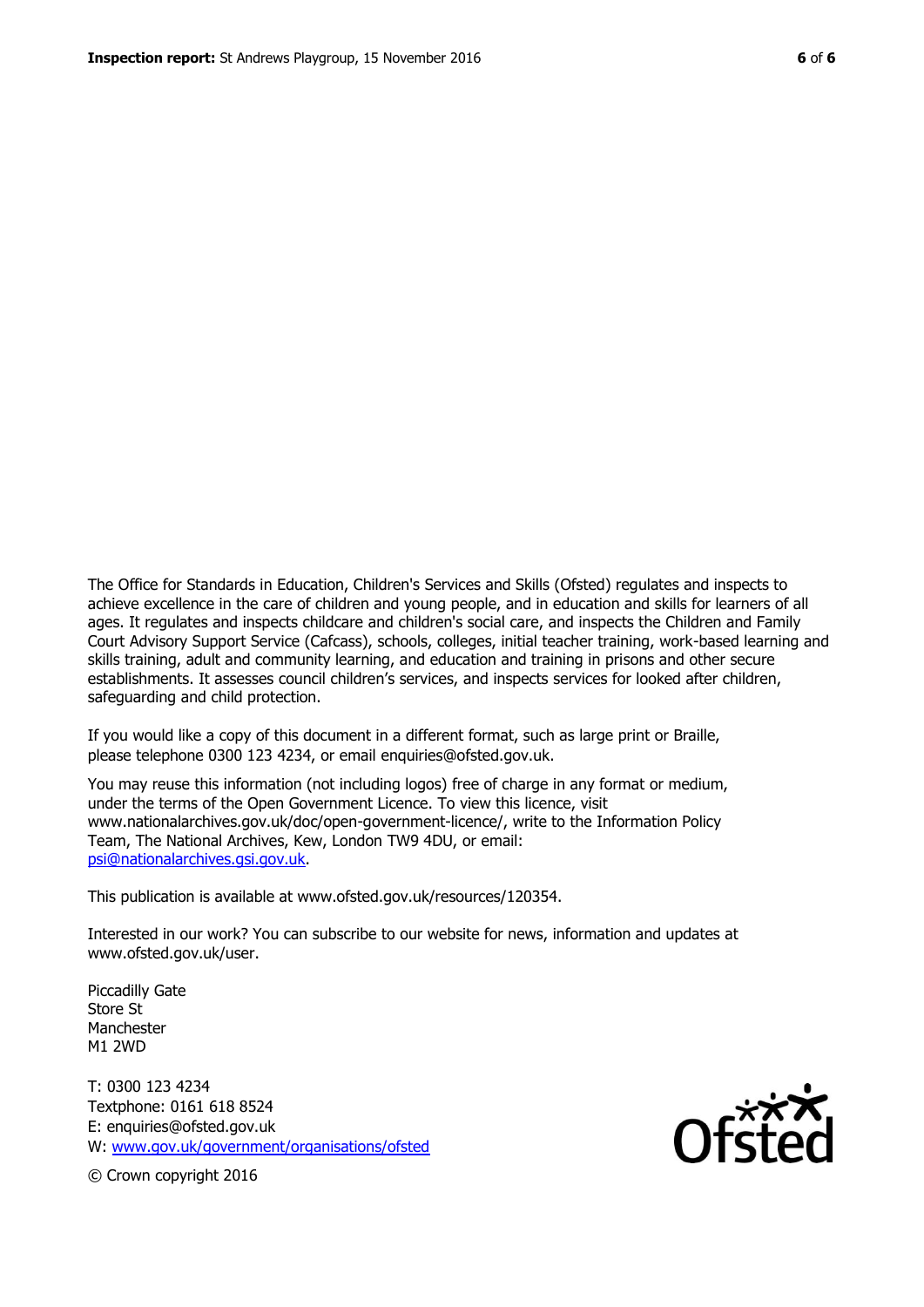The Office for Standards in Education, Children's Services and Skills (Ofsted) regulates and inspects to achieve excellence in the care of children and young people, and in education and skills for learners of all ages. It regulates and inspects childcare and children's social care, and inspects the Children and Family Court Advisory Support Service (Cafcass), schools, colleges, initial teacher training, work-based learning and skills training, adult and community learning, and education and training in prisons and other secure establishments. It assesses council children's services, and inspects services for looked after children, safeguarding and child protection.

If you would like a copy of this document in a different format, such as large print or Braille, please telephone 0300 123 4234, or email enquiries@ofsted.gov.uk.

You may reuse this information (not including logos) free of charge in any format or medium, under the terms of the Open Government Licence. To view this licence, visit www.nationalarchives.gov.uk/doc/open-government-licence/, write to the Information Policy Team, The National Archives, Kew, London TW9 4DU, or email: psi@nationalarchives.gsi.gov.uk.

This publication is available at www.ofsted.gov.uk/resources/120354.

Interested in our work? You can subscribe to our website for news, information and updates at www.ofsted.gov.uk/user.

Piccadilly Gate
Store St
Manchester
M1 2WD

T: 0300 123 4234
Textphone: 0161 618 8524
E: enquiries@ofsted.gov.uk
W: www.gov.uk/government/organisations/ofsted

© Crown copyright 2016